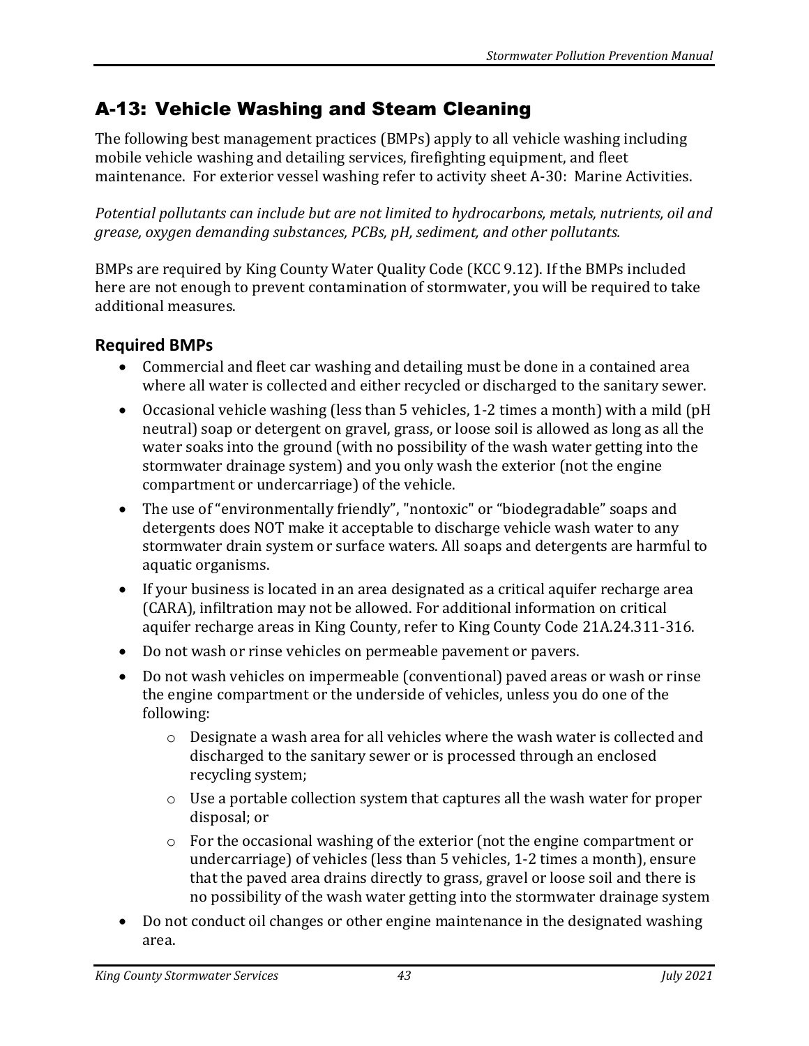# A-13: Vehicle Washing and Steam Cleaning

The following best management practices (BMPs) apply to all vehicle washing including mobile vehicle washing and detailing services, firefighting equipment, and fleet maintenance. For exterior vessel washing refer to activity sheet A-30: Marine Activities.

*Potential pollutants can include but are not limited to hydrocarbons, metals, nutrients, oil and grease, oxygen demanding substances, PCBs, pH, sediment, and other pollutants.*

BMPs are required by King County Water Quality Code (KCC 9.12). If the BMPs included here are not enough to prevent contamination of stormwater, you will be required to take additional measures.

## Required BMPs

- Commercial and fleet car washing and detailing must be done in a contained area where all water is collected and either recycled or discharged to the sanitary sewer.
- Occasional vehicle washing (less than 5 vehicles, 1-2 times a month) with a mild (pH neutral) soap or detergent on gravel, grass, or loose soil is allowed as long as all the water soaks into the ground (with no possibility of the wash water getting into the stormwater drainage system) and you only wash the exterior (not the engine compartment or undercarriage) of the vehicle.
- The use of "environmentally friendly", "nontoxic" or "biodegradable" soaps and detergents does NOT make it acceptable to discharge vehicle wash water to any stormwater drain system or surface waters. All soaps and detergents are harmful to aquatic organisms.
- If your business is located in an area designated as a critical aquifer recharge area (CARA), infiltration may not be allowed. For additional information on critical aquifer recharge areas in King County, refer to King County Code 21A.24.311-316.
- Do not wash or rinse vehicles on permeable pavement or pavers.
- Do not wash vehicles on impermeable (conventional) paved areas or wash or rinse the engine compartment or the underside of vehicles, unless you do one of the following:
    - Designate a wash area for all vehicles where the wash water is collected and discharged to the sanitary sewer or is processed through an enclosed recycling system;
    - Use a portable collection system that captures all the wash water for proper disposal; or
    - For the occasional washing of the exterior (not the engine compartment or undercarriage) of vehicles (less than 5 vehicles, 1-2 times a month), ensure that the paved area drains directly to grass, gravel or loose soil and there is no possibility of the wash water getting into the stormwater drainage system
- Do not conduct oil changes or other engine maintenance in the designated washing area.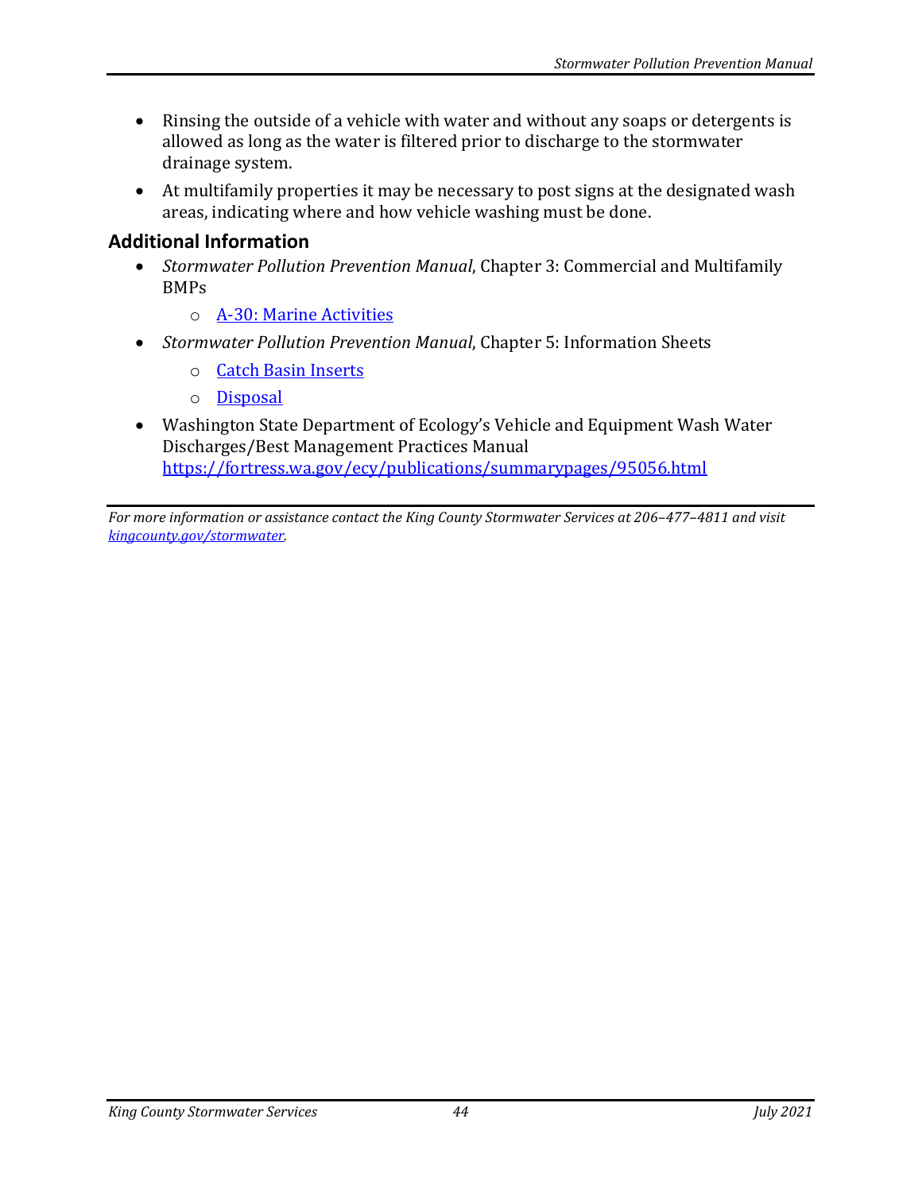- Rinsing the outside of a vehicle with water and without any soaps or detergents is allowed as long as the water is filtered prior to discharge to the stormwater drainage system.
- At multifamily properties it may be necessary to post signs at the designated wash areas, indicating where and how vehicle washing must be done.

## Additional Information

- *Stormwater Pollution Prevention Manual*, Chapter 3: Commercial and Multifamily BMPs
  - A-30: Marine Activities
- *Stormwater Pollution Prevention Manual*, Chapter 5: Information Sheets
  - Catch Basin Inserts
  - Disposal
- Washington State Department of Ecology's Vehicle and Equipment Wash Water Discharges/Best Management Practices Manual https://fortress.wa.gov/ecy/publications/summarypages/95056.html

*For more information or assistance contact the King County Stormwater Services at 206–477–4811 and visit kingcounty.gov/stormwater.*